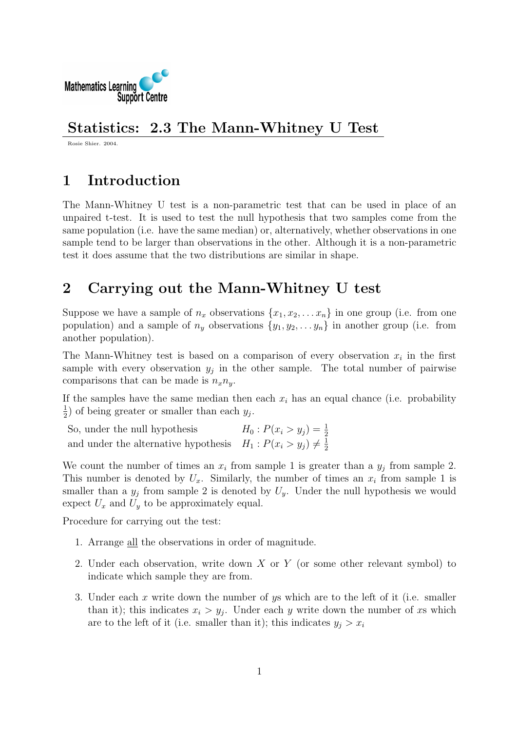Mathematics Learning Support Centre

# Statistics: 2.3 The Mann-Whitney U Test

Rosie Shier. 2004.

## 1 Introduction

The Mann-Whitney U test is a non-parametric test that can be used in place of an unpaired t-test. It is used to test the null hypothesis that two samples come from the same population (i.e. have the same median) or, alternatively, whether observations in one sample tend to be larger than observations in the other. Although it is a non-parametric test it does assume that the two distributions are similar in shape.

## 2 Carrying out the Mann-Whitney U test

Suppose we have a sample of $n_x$ observations $\{x_1, x_2, \ldots x_n\}$ in one group (i.e. from one population) and a sample of $n_y$ observations $\{y_1, y_2, \ldots y_n\}$ in another group (i.e. from another population).

The Mann-Whitney test is based on a comparison of every observation $x_i$ in the first sample with every observation $y_j$ in the other sample. The total number of pairwise comparisons that can be made is $n_x n_y$.

If the samples have the same median then each $x_i$ has an equal chance (i.e. probability $\frac{1}{2}$) of being greater or smaller than each $y_j$.

So, under the null hypothesis $\quad H_0 : P(x_i > y_j) = \frac{1}{2}$
and under the alternative hypothesis $\quad H_1 : P(x_i > y_j) \neq \frac{1}{2}$

We count the number of times an $x_i$ from sample 1 is greater than a $y_j$ from sample 2. This number is denoted by $U_x$. Similarly, the number of times an $x_i$ from sample 1 is smaller than a $y_j$ from sample 2 is denoted by $U_y$. Under the null hypothesis we would expect $U_x$ and $U_y$ to be approximately equal.

Procedure for carrying out the test:

1. Arrange all the observations in order of magnitude.
2. Under each observation, write down $X$ or $Y$ (or some other relevant symbol) to indicate which sample they are from.
3. Under each $x$ write down the number of $y$s which are to the left of it (i.e. smaller than it); this indicates $x_i > y_j$. Under each $y$ write down the number of $x$s which are to the left of it (i.e. smaller than it); this indicates $y_j > x_i$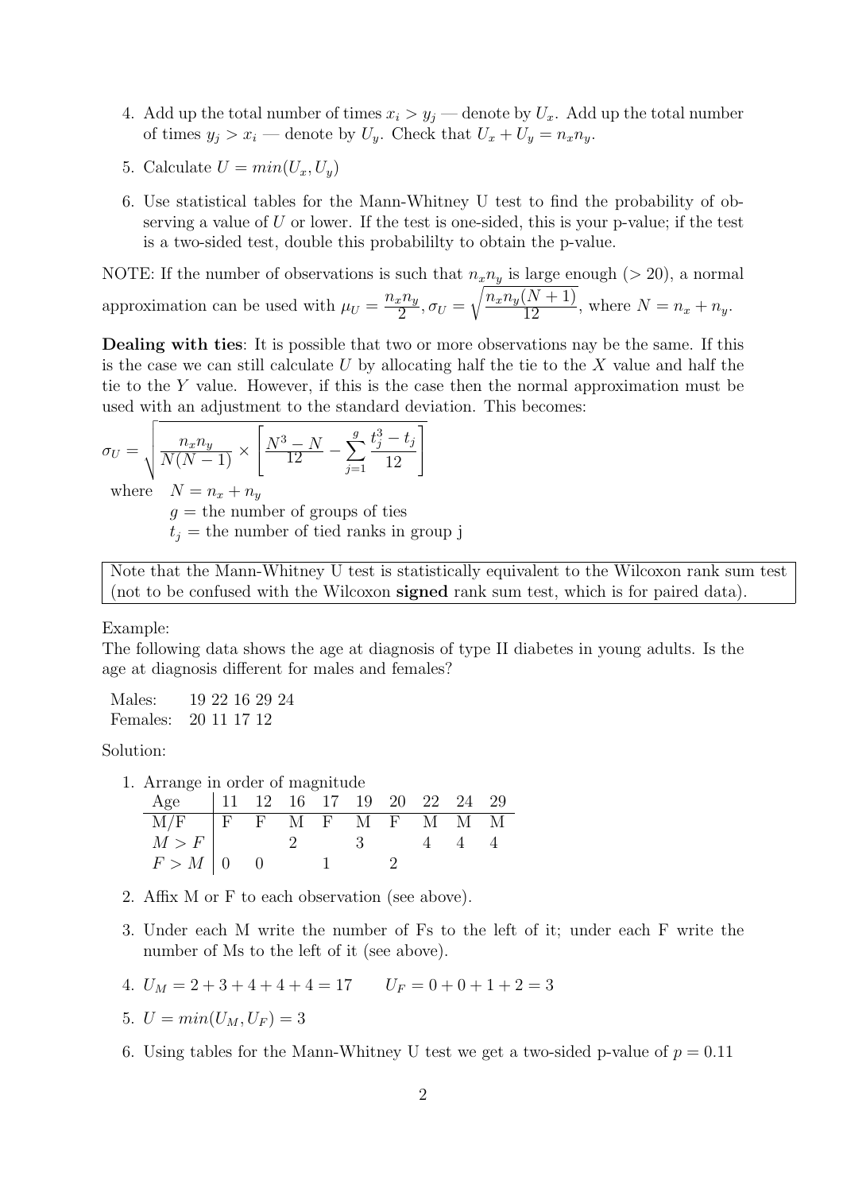4. Add up the total number of times $x_i > y_j$ — denote by $U_x$. Add up the total number of times $y_j > x_i$ — denote by $U_y$. Check that $U_x + U_y = n_x n_y$.

5. Calculate $U = min(U_x, U_y)$

6. Use statistical tables for the Mann-Whitney U test to find the probability of observing a value of $U$ or lower. If the test is one-sided, this is your p-value; if the test is a two-sided test, double this probabililty to obtain the p-value.

NOTE: If the number of observations is such that $n_x n_y$ is large enough ($> 20$), a normal approximation can be used with $\mu_U = \dfrac{n_x n_y}{2}, \sigma_U = \sqrt{\dfrac{n_x n_y(N+1)}{12}}$, where $N = n_x + n_y$.

**Dealing with ties**: It is possible that two or more observations nay be the same. If this is the case we can still calculate $U$ by allocating half the tie to the $X$ value and half the tie to the $Y$ value. However, if this is the case then the normal approximation must be used with an adjustment to the standard deviation. This becomes:

$$\sigma_U = \sqrt{\frac{n_x n_y}{N(N-1)} \times \left[\frac{N^3 - N}{12} - \sum_{j=1}^{g} \frac{t_j^3 - t_j}{12}\right]}$$

where $N = n_x + n_y$
$g$ = the number of groups of ties
$t_j$ = the number of tied ranks in group j

> Note that the Mann-Whitney U test is statistically equivalent to the Wilcoxon rank sum test (not to be confused with the Wilcoxon **signed** rank sum test, which is for paired data).

Example:
The following data shows the age at diagnosis of type II diabetes in young adults. Is the age at diagnosis different for males and females?

Males: 19 22 16 29 24
Females: 20 11 17 12

Solution:

1. Arrange in order of magnitude

| Age | 11 | 12 | 16 | 17 | 19 | 20 | 22 | 24 | 29 |
|---|---|---|---|---|---|---|---|---|---|
| M/F | F | F | M | F | M | F | M | M | M |
| $M > F$ | | | 2 | | 3 | | 4 | 4 | 4 |
| $F > M$ | 0 | 0 | | 1 | | 2 | | | |

2. Affix M or F to each observation (see above).

3. Under each M write the number of Fs to the left of it; under each F write the number of Ms to the left of it (see above).

4. $U_M = 2 + 3 + 4 + 4 + 4 = 17 \qquad U_F = 0 + 0 + 1 + 2 = 3$

5. $U = min(U_M, U_F) = 3$

6. Using tables for the Mann-Whitney U test we get a two-sided p-value of $p = 0.11$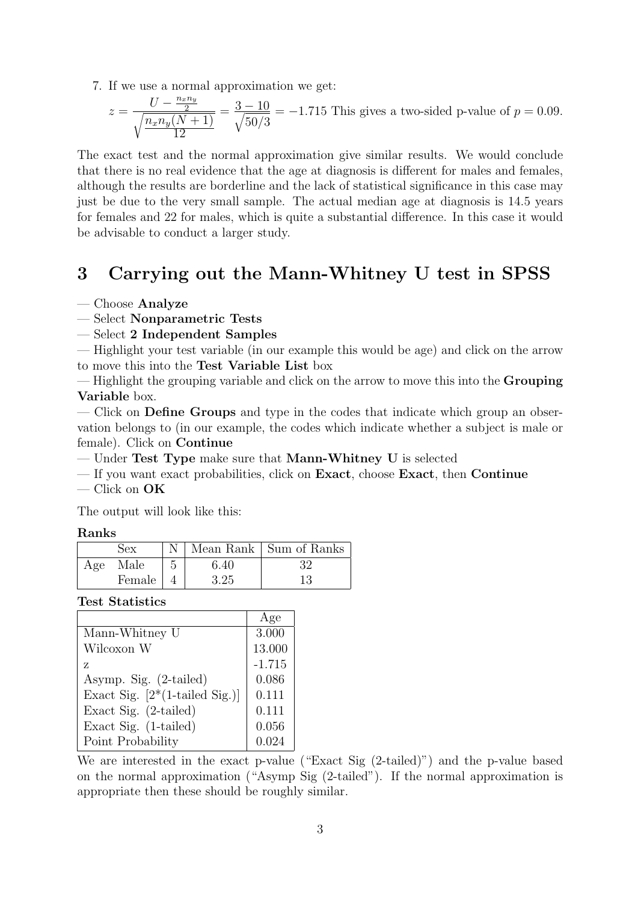7. If we use a normal approximation we get:

$$z = \frac{U - \frac{n_x n_y}{2}}{\sqrt{\frac{n_x n_y (N+1)}{12}}} = \frac{3-10}{\sqrt{50/3}} = -1.715$$ This gives a two-sided p-value of $p = 0.09$.

The exact test and the normal approximation give similar results. We would conclude that there is no real evidence that the age at diagnosis is different for males and females, although the results are borderline and the lack of statistical significance in this case may just be due to the very small sample. The actual median age at diagnosis is 14.5 years for females and 22 for males, which is quite a substantial difference. In this case it would be advisable to conduct a larger study.

# 3 Carrying out the Mann-Whitney U test in SPSS

— Choose **Analyze**
— Select **Nonparametric Tests**
— Select **2 Independent Samples**
— Highlight your test variable (in our example this would be age) and click on the arrow to move this into the **Test Variable List** box
— Highlight the grouping variable and click on the arrow to move this into the **Grouping Variable** box.
— Click on **Define Groups** and type in the codes that indicate which group an observation belongs to (in our example, the codes which indicate whether a subject is male or female). Click on **Continue**
— Under **Test Type** make sure that **Mann-Whitney U** is selected
— If you want exact probabilities, click on **Exact**, choose **Exact**, then **Continue**
— Click on **OK**

The output will look like this:

**Ranks**

| | Sex | N | Mean Rank | Sum of Ranks |
|---|---|---|---|---|
| Age | Male | 5 | 6.40 | 32 |
| | Female | 4 | 3.25 | 13 |

**Test Statistics**

| | Age |
|---|---|
| Mann-Whitney U | 3.000 |
| Wilcoxon W | 13.000 |
| z | -1.715 |
| Asymp. Sig. (2-tailed) | 0.086 |
| Exact Sig. [2*(1-tailed Sig.)] | 0.111 |
| Exact Sig. (2-tailed) | 0.111 |
| Exact Sig. (1-tailed) | 0.056 |
| Point Probability | 0.024 |

We are interested in the exact p-value ("Exact Sig (2-tailed)") and the p-value based on the normal approximation ("Asymp Sig (2-tailed"). If the normal approximation is appropriate then these should be roughly similar.